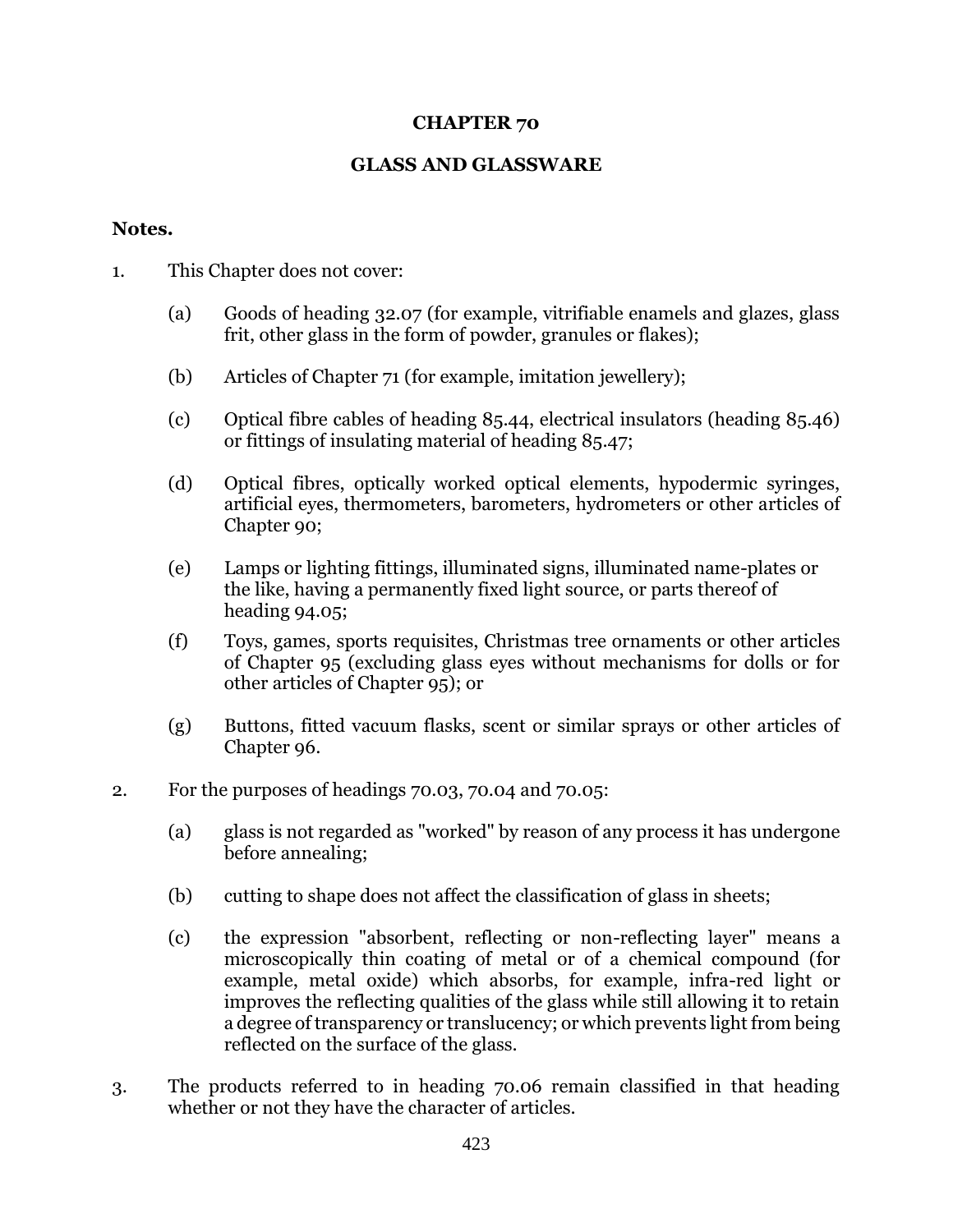# CHAPTER 70

## GLASS AND GLASSWARE

**Notes.**

1. This Chapter does not cover:

   (a) Goods of heading 32.07 (for example, vitrifiable enamels and glazes, glass frit, other glass in the form of powder, granules or flakes);

   (b) Articles of Chapter 71 (for example, imitation jewellery);

   (c) Optical fibre cables of heading 85.44, electrical insulators (heading 85.46) or fittings of insulating material of heading 85.47;

   (d) Optical fibres, optically worked optical elements, hypodermic syringes, artificial eyes, thermometers, barometers, hydrometers or other articles of Chapter 90;

   (e) Lamps or lighting fittings, illuminated signs, illuminated name-plates or the like, having a permanently fixed light source, or parts thereof of heading 94.05;

   (f) Toys, games, sports requisites, Christmas tree ornaments or other articles of Chapter 95 (excluding glass eyes without mechanisms for dolls or for other articles of Chapter 95); or

   (g) Buttons, fitted vacuum flasks, scent or similar sprays or other articles of Chapter 96.

2. For the purposes of headings 70.03, 70.04 and 70.05:

   (a) glass is not regarded as "worked" by reason of any process it has undergone before annealing;

   (b) cutting to shape does not affect the classification of glass in sheets;

   (c) the expression "absorbent, reflecting or non-reflecting layer" means a microscopically thin coating of metal or of a chemical compound (for example, metal oxide) which absorbs, for example, infra-red light or improves the reflecting qualities of the glass while still allowing it to retain a degree of transparency or translucency; or which prevents light from being reflected on the surface of the glass.

3. The products referred to in heading 70.06 remain classified in that heading whether or not they have the character of articles.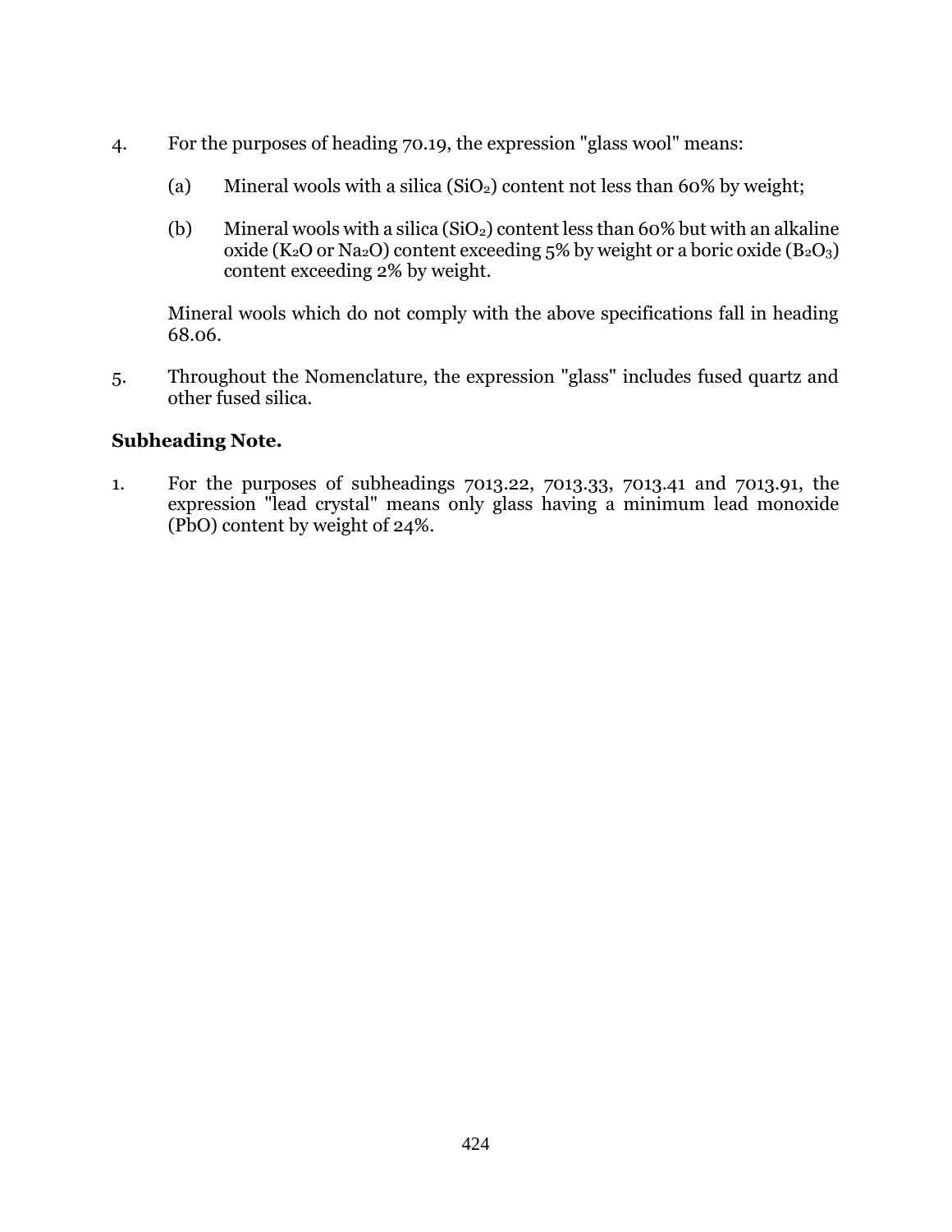4. For the purposes of heading 70.19, the expression "glass wool" means:

   (a) Mineral wools with a silica ($SiO_2$) content not less than 60% by weight;

   (b) Mineral wools with a silica ($SiO_2$) content less than 60% but with an alkaline oxide ($K_2O$ or $Na_2O$) content exceeding 5% by weight or a boric oxide ($B_2O_3$) content exceeding 2% by weight.

   Mineral wools which do not comply with the above specifications fall in heading 68.06.

5. Throughout the Nomenclature, the expression "glass" includes fused quartz and other fused silica.

**Subheading Note.**

1. For the purposes of subheadings 7013.22, 7013.33, 7013.41 and 7013.91, the expression "lead crystal" means only glass having a minimum lead monoxide ($PbO$) content by weight of 24%.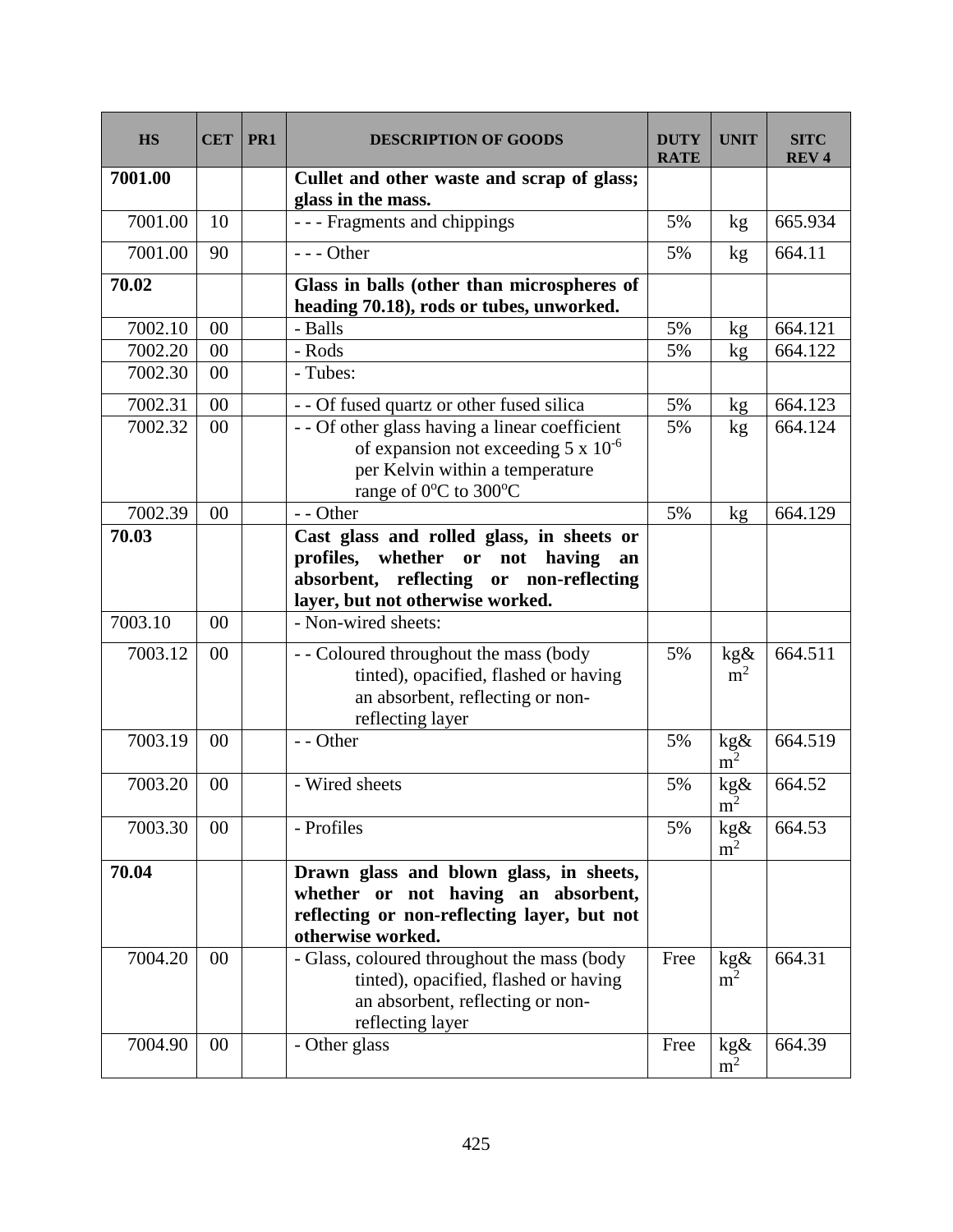| HS | CET | PR1 | DESCRIPTION OF GOODS | DUTY RATE | UNIT | SITC REV 4 |
|---|---|---|---|---|---|---|
| **7001.00** | | | **Cullet and other waste and scrap of glass; glass in the mass.** | | | |
| 7001.00 | 10 | | - - - Fragments and chippings | 5% | kg | 665.934 |
| 7001.00 | 90 | | - - - Other | 5% | kg | 664.11 |
| **70.02** | | | **Glass in balls (other than microspheres of heading 70.18), rods or tubes, unworked.** | | | |
| 7002.10 | 00 | | - Balls | 5% | kg | 664.121 |
| 7002.20 | 00 | | - Rods | 5% | kg | 664.122 |
| 7002.30 | 00 | | - Tubes: | | | |
| 7002.31 | 00 | | - - Of fused quartz or other fused silica | 5% | kg | 664.123 |
| 7002.32 | 00 | | - - Of other glass having a linear coefficient of expansion not exceeding $5 \times 10^{-6}$ per Kelvin within a temperature range of $0^{o}C$ to $300^{o}C$ | 5% | kg | 664.124 |
| 7002.39 | 00 | | - - Other | 5% | kg | 664.129 |
| **70.03** | | | **Cast glass and rolled glass, in sheets or profiles, whether or not having an absorbent, reflecting or non-reflecting layer, but not otherwise worked.** | | | |
| 7003.10 | 00 | | - Non-wired sheets: | | | |
| 7003.12 | 00 | | - - Coloured throughout the mass (body tinted), opacified, flashed or having an absorbent, reflecting or non-reflecting layer | 5% | kg& $m^2$ | 664.511 |
| 7003.19 | 00 | | - - Other | 5% | kg& $m^2$ | 664.519 |
| 7003.20 | 00 | | - Wired sheets | 5% | kg& $m^2$ | 664.52 |
| 7003.30 | 00 | | - Profiles | 5% | kg& $m^2$ | 664.53 |
| **70.04** | | | **Drawn glass and blown glass, in sheets, whether or not having an absorbent, reflecting or non-reflecting layer, but not otherwise worked.** | | | |
| 7004.20 | 00 | | - Glass, coloured throughout the mass (body tinted), opacified, flashed or having an absorbent, reflecting or non-reflecting layer | Free | kg& $m^2$ | 664.31 |
| 7004.90 | 00 | | - Other glass | Free | kg& $m^2$ | 664.39 |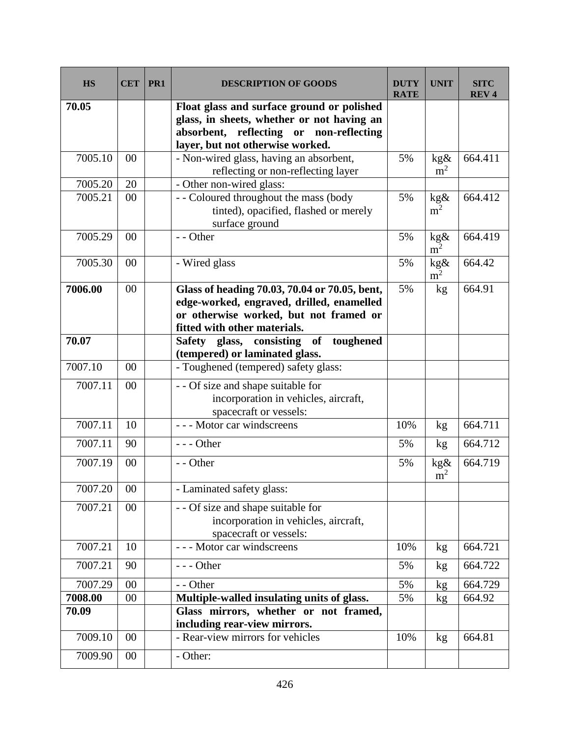| HS | CET | PR1 | DESCRIPTION OF GOODS | DUTY RATE | UNIT | SITC REV 4 |
|---|---|---|---|---|---|---|
| **70.05** | | | **Float glass and surface ground or polished glass, in sheets, whether or not having an absorbent, reflecting or non-reflecting layer, but not otherwise worked.** | | | |
| 7005.10 | 00 | | - Non-wired glass, having an absorbent, reflecting or non-reflecting layer | 5% | kg& $m^2$ | 664.411 |
| 7005.20 | 20 | | - Other non-wired glass: | | | |
| 7005.21 | 00 | | - - Coloured throughout the mass (body tinted), opacified, flashed or merely surface ground | 5% | kg& $m^2$ | 664.412 |
| 7005.29 | 00 | | - - Other | 5% | kg& $m^2$ | 664.419 |
| 7005.30 | 00 | | - Wired glass | 5% | kg& $m^2$ | 664.42 |
| **7006.00** | 00 | | **Glass of heading 70.03, 70.04 or 70.05, bent, edge-worked, engraved, drilled, enamelled or otherwise worked, but not framed or fitted with other materials.** | 5% | kg | 664.91 |
| **70.07** | | | **Safety glass, consisting of toughened (tempered) or laminated glass.** | | | |
| 7007.10 | 00 | | - Toughened (tempered) safety glass: | | | |
| 7007.11 | 00 | | - - Of size and shape suitable for incorporation in vehicles, aircraft, spacecraft or vessels: | | | |
| 7007.11 | 10 | | - - - Motor car windscreens | 10% | kg | 664.711 |
| 7007.11 | 90 | | - - - Other | 5% | kg | 664.712 |
| 7007.19 | 00 | | - - Other | 5% | kg& $m^2$ | 664.719 |
| 7007.20 | 00 | | - Laminated safety glass: | | | |
| 7007.21 | 00 | | - - Of size and shape suitable for incorporation in vehicles, aircraft, spacecraft or vessels: | | | |
| 7007.21 | 10 | | - - - Motor car windscreens | 10% | kg | 664.721 |
| 7007.21 | 90 | | - - - Other | 5% | kg | 664.722 |
| 7007.29 | 00 | | - - Other | 5% | kg | 664.729 |
| **7008.00** | 00 | | **Multiple-walled insulating units of glass.** | 5% | kg | 664.92 |
| **70.09** | | | **Glass mirrors, whether or not framed, including rear-view mirrors.** | | | |
| 7009.10 | 00 | | - Rear-view mirrors for vehicles | 10% | kg | 664.81 |
| 7009.90 | 00 | | - Other: | | | |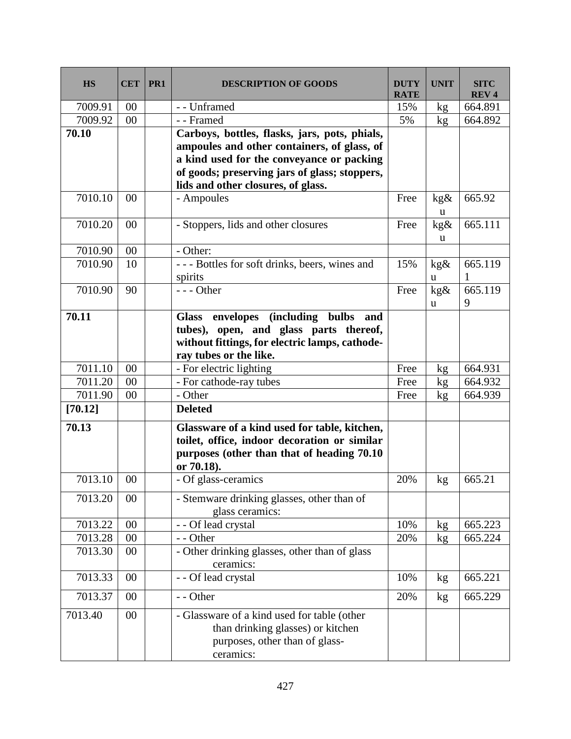| HS | CET | PR1 | DESCRIPTION OF GOODS | DUTY RATE | UNIT | SITC REV 4 |
|---|---|---|---|---|---|---|
| 7009.91 | 00 | | - - Unframed | 15% | kg | 664.891 |
| 7009.92 | 00 | | - - Framed | 5% | kg | 664.892 |
| **70.10** | | | **Carboys, bottles, flasks, jars, pots, phials, ampoules and other containers, of glass, of a kind used for the conveyance or packing of goods; preserving jars of glass; stoppers, lids and other closures, of glass.** | | | |
| 7010.10 | 00 | | - Ampoules | Free | kg&u | 665.92 |
| 7010.20 | 00 | | - Stoppers, lids and other closures | Free | kg&u | 665.111 |
| 7010.90 | 00 | | - Other: | | | |
| 7010.90 | 10 | | - - - Bottles for soft drinks, beers, wines and spirits | 15% | kg&u | 665.1191 |
| 7010.90 | 90 | | - - - Other | Free | kg&u | 665.1199 |
| **70.11** | | | **Glass envelopes (including bulbs and tubes), open, and glass parts thereof, without fittings, for electric lamps, cathode-ray tubes or the like.** | | | |
| 7011.10 | 00 | | - For electric lighting | Free | kg | 664.931 |
| 7011.20 | 00 | | - For cathode-ray tubes | Free | kg | 664.932 |
| 7011.90 | 00 | | - Other | Free | kg | 664.939 |
| **[70.12]** | | | **Deleted** | | | |
| **70.13** | | | **Glassware of a kind used for table, kitchen, toilet, office, indoor decoration or similar purposes (other than that of heading 70.10 or 70.18).** | | | |
| 7013.10 | 00 | | - Of glass-ceramics | 20% | kg | 665.21 |
| 7013.20 | 00 | | - Stemware drinking glasses, other than of glass ceramics: | | | |
| 7013.22 | 00 | | - - Of lead crystal | 10% | kg | 665.223 |
| 7013.28 | 00 | | - - Other | 20% | kg | 665.224 |
| 7013.30 | 00 | | - Other drinking glasses, other than of glass ceramics: | | | |
| 7013.33 | 00 | | - - Of lead crystal | 10% | kg | 665.221 |
| 7013.37 | 00 | | - - Other | 20% | kg | 665.229 |
| 7013.40 | 00 | | - Glassware of a kind used for table (other than drinking glasses) or kitchen purposes, other than of glass-ceramics: | | | |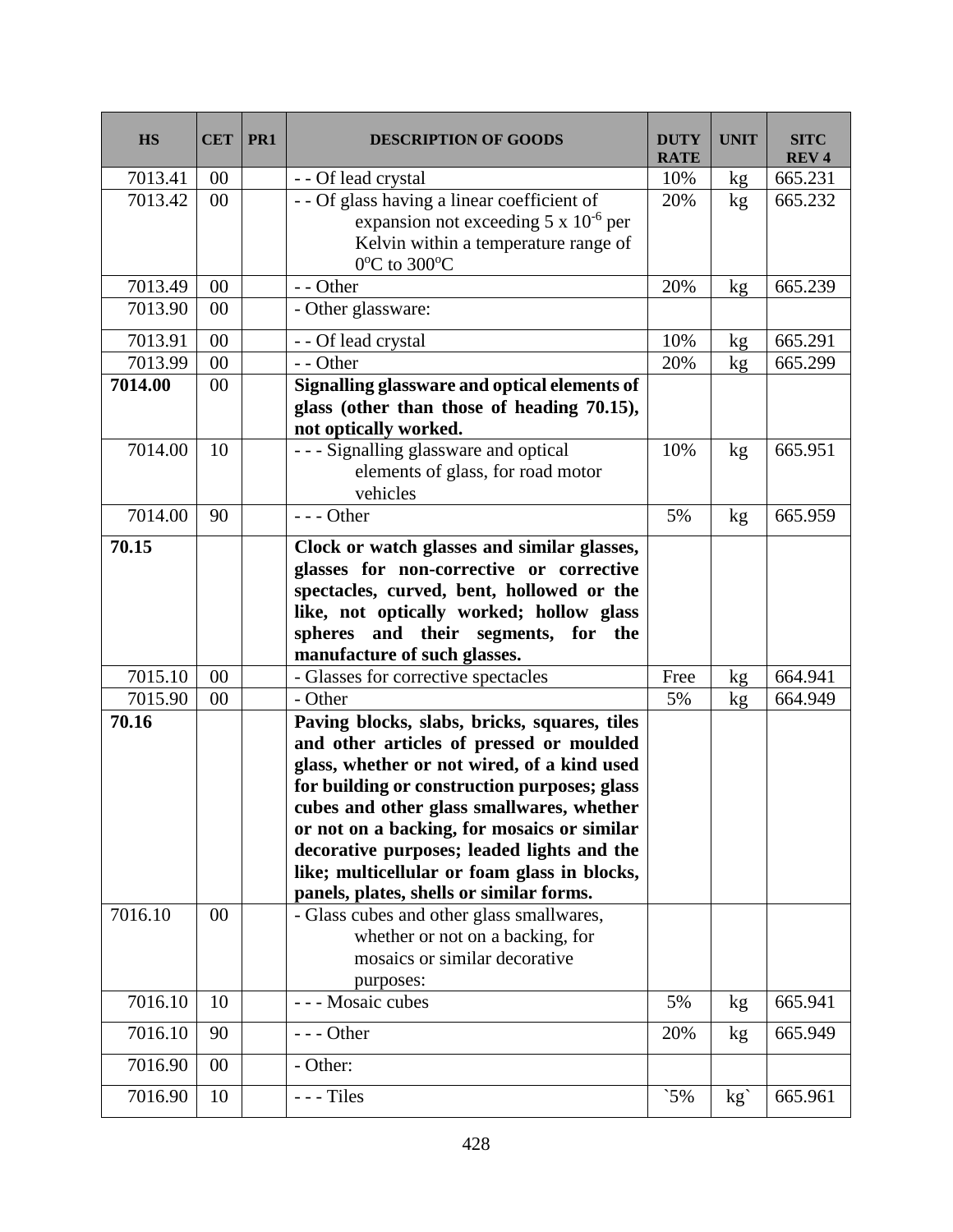| HS | CET | PR1 | DESCRIPTION OF GOODS | DUTY RATE | UNIT | SITC REV 4 |
|---|---|---|---|---|---|---|
| 7013.41 | 00 | | - - Of lead crystal | 10% | kg | 665.231 |
| 7013.42 | 00 | | - - Of glass having a linear coefficient of expansion not exceeding 5 x $10^{-6}$ per Kelvin within a temperature range of 0ºC to 300ºC | 20% | kg | 665.232 |
| 7013.49 | 00 | | - - Other | 20% | kg | 665.239 |
| 7013.90 | 00 | | - Other glassware: | | | |
| 7013.91 | 00 | | - - Of lead crystal | 10% | kg | 665.291 |
| 7013.99 | 00 | | - - Other | 20% | kg | 665.299 |
| **7014.00** | 00 | | **Signalling glassware and optical elements of glass (other than those of heading 70.15), not optically worked.** | | | |
| 7014.00 | 10 | | - - - Signalling glassware and optical elements of glass, for road motor vehicles | 10% | kg | 665.951 |
| 7014.00 | 90 | | - - - Other | 5% | kg | 665.959 |
| **70.15** | | | **Clock or watch glasses and similar glasses, glasses for non-corrective or corrective spectacles, curved, bent, hollowed or the like, not optically worked; hollow glass spheres and their segments, for the manufacture of such glasses.** | | | |
| 7015.10 | 00 | | - Glasses for corrective spectacles | Free | kg | 664.941 |
| 7015.90 | 00 | | - Other | 5% | kg | 664.949 |
| **70.16** | | | **Paving blocks, slabs, bricks, squares, tiles and other articles of pressed or moulded glass, whether or not wired, of a kind used for building or construction purposes; glass cubes and other glass smallwares, whether or not on a backing, for mosaics or similar decorative purposes; leaded lights and the like; multicellular or foam glass in blocks, panels, plates, shells or similar forms.** | | | |
| 7016.10 | 00 | | - Glass cubes and other glass smallwares, whether or not on a backing, for mosaics or similar decorative purposes: | | | |
| 7016.10 | 10 | | - - - Mosaic cubes | 5% | kg | 665.941 |
| 7016.10 | 90 | | - - - Other | 20% | kg | 665.949 |
| 7016.90 | 00 | | - Other: | | | |
| 7016.90 | 10 | | - - - Tiles | `5% | kg` | 665.961 |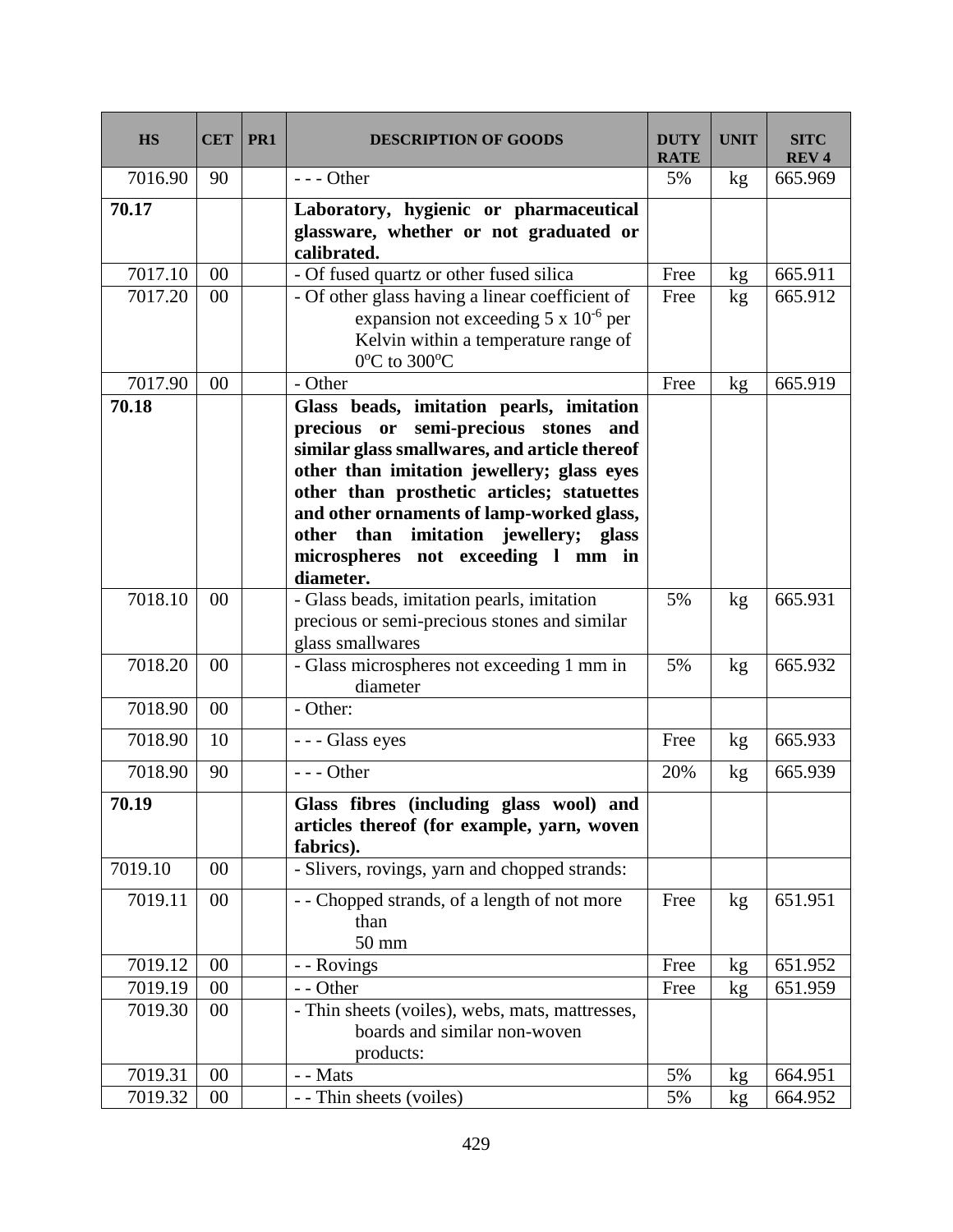| HS | CET | PR1 | DESCRIPTION OF GOODS | DUTY RATE | UNIT | SITC REV 4 |
|---|---|---|---|---|---|---|
| 7016.90 | 90 | | - - - Other | 5% | kg | 665.969 |
| **70.17** | | | **Laboratory, hygienic or pharmaceutical glassware, whether or not graduated or calibrated.** | | | |
| 7017.10 | 00 | | - Of fused quartz or other fused silica | Free | kg | 665.911 |
| 7017.20 | 00 | | - Of other glass having a linear coefficient of expansion not exceeding 5 x $10^{-6}$ per Kelvin within a temperature range of $0^oC$ to $300^oC$ | Free | kg | 665.912 |
| 7017.90 | 00 | | - Other | Free | kg | 665.919 |
| **70.18** | | | **Glass beads, imitation pearls, imitation precious or semi-precious stones and similar glass smallwares, and article thereof other than imitation jewellery; glass eyes other than prosthetic articles; statuettes and other ornaments of lamp-worked glass, other than imitation jewellery; glass microspheres not exceeding l mm in diameter.** | | | |
| 7018.10 | 00 | | - Glass beads, imitation pearls, imitation precious or semi-precious stones and similar glass smallwares | 5% | kg | 665.931 |
| 7018.20 | 00 | | - Glass microspheres not exceeding 1 mm in diameter | 5% | kg | 665.932 |
| 7018.90 | 00 | | - Other: | | | |
| 7018.90 | 10 | | - - - Glass eyes | Free | kg | 665.933 |
| 7018.90 | 90 | | - - - Other | 20% | kg | 665.939 |
| **70.19** | | | **Glass fibres (including glass wool) and articles thereof (for example, yarn, woven fabrics).** | | | |
| 7019.10 | 00 | | - Slivers, rovings, yarn and chopped strands: | | | |
| 7019.11 | 00 | | - - Chopped strands, of a length of not more than 50 mm | Free | kg | 651.951 |
| 7019.12 | 00 | | - - Rovings | Free | kg | 651.952 |
| 7019.19 | 00 | | - - Other | Free | kg | 651.959 |
| 7019.30 | 00 | | - Thin sheets (voiles), webs, mats, mattresses, boards and similar non-woven products: | | | |
| 7019.31 | 00 | | - - Mats | 5% | kg | 664.951 |
| 7019.32 | 00 | | - - Thin sheets (voiles) | 5% | kg | 664.952 |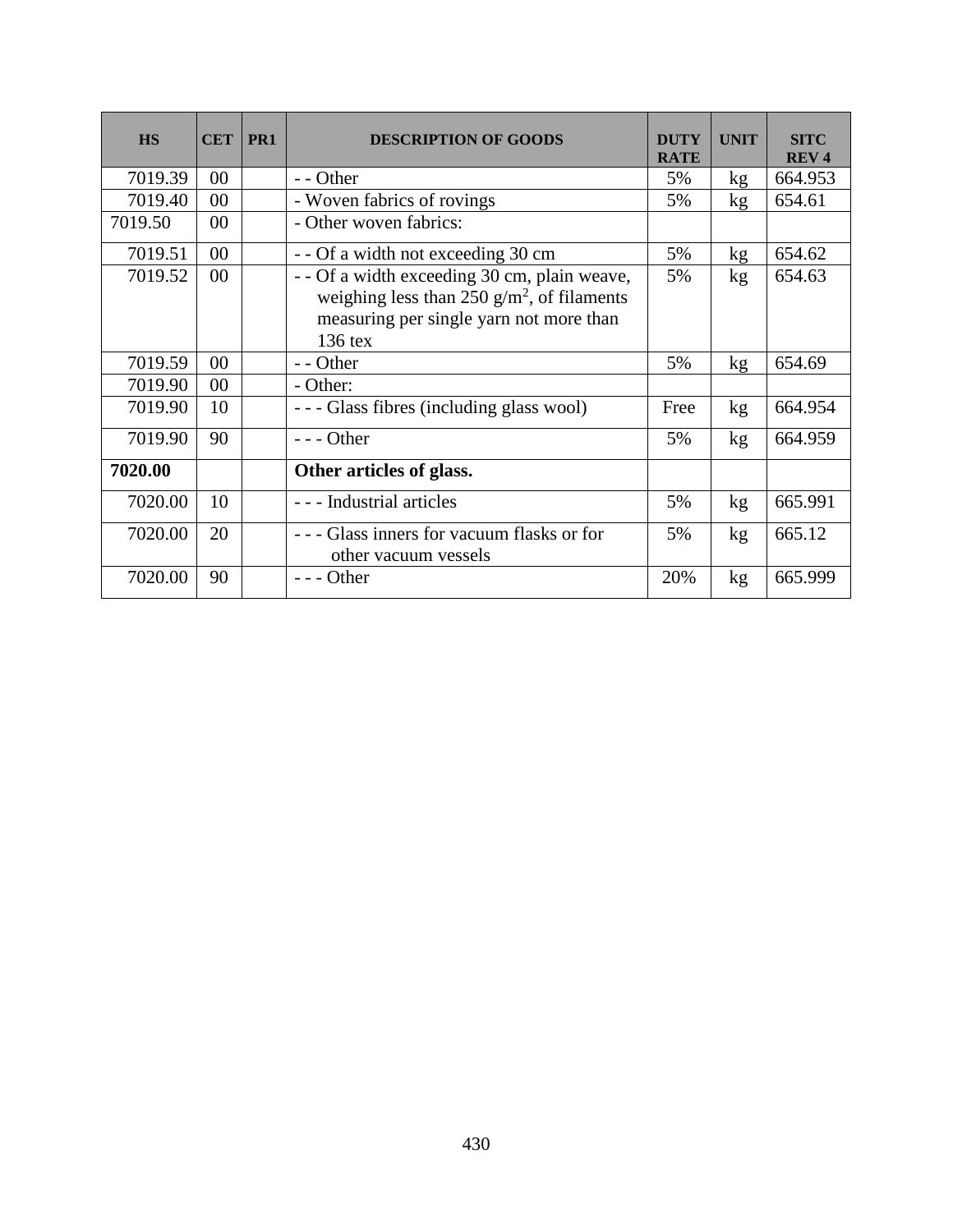| HS | CET | PR1 | DESCRIPTION OF GOODS | DUTY RATE | UNIT | SITC REV 4 |
|---|---|---|---|---|---|---|
| 7019.39 | 00 | | - - Other | 5% | kg | 664.953 |
| 7019.40 | 00 | | - Woven fabrics of rovings | 5% | kg | 654.61 |
| 7019.50 | 00 | | - Other woven fabrics: | | | |
| 7019.51 | 00 | | - - Of a width not exceeding 30 cm | 5% | kg | 654.62 |
| 7019.52 | 00 | | - - Of a width exceeding 30 cm, plain weave, weighing less than 250 $g/m^2$, of filaments measuring per single yarn not more than 136 tex | 5% | kg | 654.63 |
| 7019.59 | 00 | | - - Other | 5% | kg | 654.69 |
| 7019.90 | 00 | | - Other: | | | |
| 7019.90 | 10 | | - - - Glass fibres (including glass wool) | Free | kg | 664.954 |
| 7019.90 | 90 | | - - - Other | 5% | kg | 664.959 |
| **7020.00** | | | **Other articles of glass.** | | | |
| 7020.00 | 10 | | - - - Industrial articles | 5% | kg | 665.991 |
| 7020.00 | 20 | | - - - Glass inners for vacuum flasks or for other vacuum vessels | 5% | kg | 665.12 |
| 7020.00 | 90 | | - - - Other | 20% | kg | 665.999 |